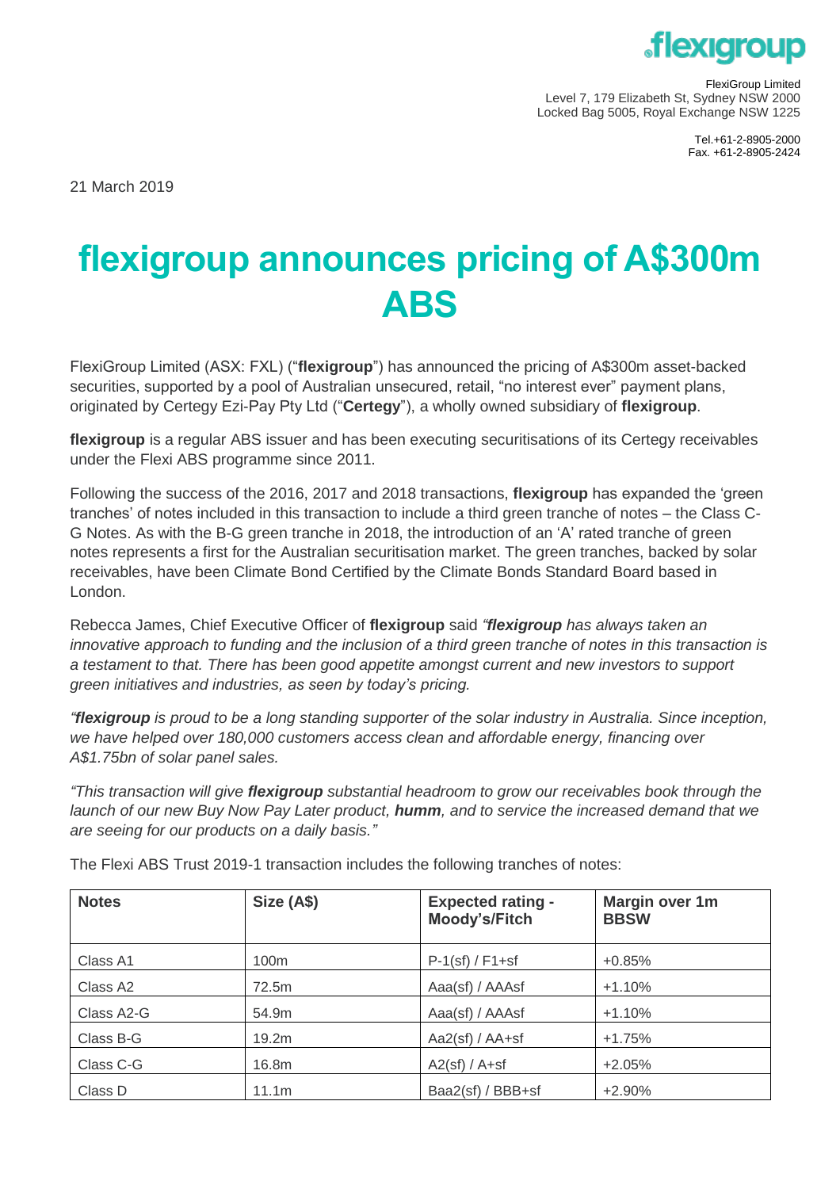FlexiGroup Limited
Level 7, 179 Elizabeth St, Sydney NSW 2000
Locked Bag 5005, Royal Exchange NSW 1225

Tel.+61-2-8905-2000
Fax. +61-2-8905-2424

21 March 2019

# flexigroup announces pricing of A$300m ABS

FlexiGroup Limited (ASX: FXL) ("**flexigroup**") has announced the pricing of A$300m asset-backed securities, supported by a pool of Australian unsecured, retail, "no interest ever" payment plans, originated by Certegy Ezi-Pay Pty Ltd ("**Certegy**"), a wholly owned subsidiary of **flexigroup**.

**flexigroup** is a regular ABS issuer and has been executing securitisations of its Certegy receivables under the Flexi ABS programme since 2011.

Following the success of the 2016, 2017 and 2018 transactions, **flexigroup** has expanded the 'green tranches' of notes included in this transaction to include a third green tranche of notes – the Class C-G Notes. As with the B-G green tranche in 2018, the introduction of an 'A' rated tranche of green notes represents a first for the Australian securitisation market. The green tranches, backed by solar receivables, have been Climate Bond Certified by the Climate Bonds Standard Board based in London.

Rebecca James, Chief Executive Officer of **flexigroup** said *"**flexigroup** has always taken an innovative approach to funding and the inclusion of a third green tranche of notes in this transaction is a testament to that. There has been good appetite amongst current and new investors to support green initiatives and industries, as seen by today's pricing.*

*"**flexigroup** is proud to be a long standing supporter of the solar industry in Australia. Since inception, we have helped over 180,000 customers access clean and affordable energy, financing over A$1.75bn of solar panel sales.*

*"This transaction will give **flexigroup** substantial headroom to grow our receivables book through the launch of our new Buy Now Pay Later product, **humm**, and to service the increased demand that we are seeing for our products on a daily basis."*

The Flexi ABS Trust 2019-1 transaction includes the following tranches of notes:

| Notes | Size (A$) | Expected rating - Moody's/Fitch | Margin over 1m BBSW |
|---|---|---|---|
| Class A1 | 100m | P-1(sf) / F1+sf | +0.85% |
| Class A2 | 72.5m | Aaa(sf) / AAAsf | +1.10% |
| Class A2-G | 54.9m | Aaa(sf) / AAAsf | +1.10% |
| Class B-G | 19.2m | Aa2(sf) / AA+sf | +1.75% |
| Class C-G | 16.8m | A2(sf) / A+sf | +2.05% |
| Class D | 11.1m | Baa2(sf) / BBB+sf | +2.90% |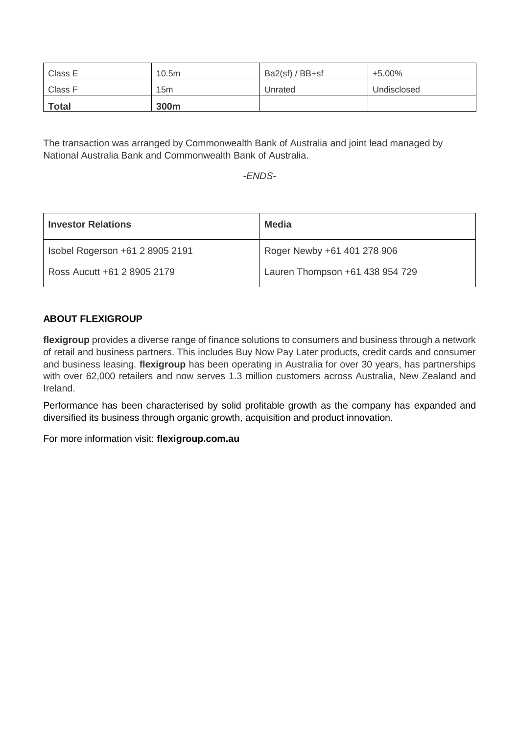| | | | |
|---|---|---|---|
| Class E | 10.5m | Ba2(sf) / BB+sf | +5.00% |
| Class F | 15m | Unrated | Undisclosed |
| **Total** | **300m** | | |

The transaction was arranged by Commonwealth Bank of Australia and joint lead managed by National Australia Bank and Commonwealth Bank of Australia.

*-ENDS-*

| **Investor Relations** | **Media** |
|---|---|
| Isobel Rogerson +61 2 8905 2191 | Roger Newby +61 401 278 906 |
| Ross Aucutt +61 2 8905 2179 | Lauren Thompson +61 438 954 729 |

**ABOUT FLEXIGROUP**

**flexigroup** provides a diverse range of finance solutions to consumers and business through a network of retail and business partners. This includes Buy Now Pay Later products, credit cards and consumer and business leasing. **flexigroup** has been operating in Australia for over 30 years, has partnerships with over 62,000 retailers and now serves 1.3 million customers across Australia, New Zealand and Ireland.

Performance has been characterised by solid profitable growth as the company has expanded and diversified its business through organic growth, acquisition and product innovation.

For more information visit: **flexigroup.com.au**